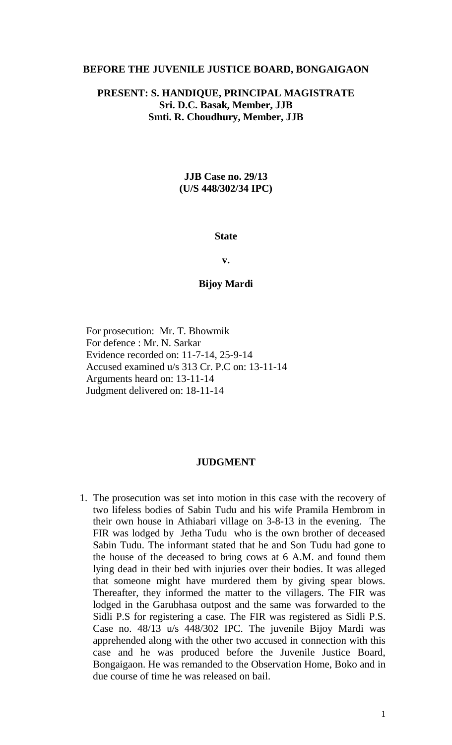**BEFORE THE JUVENILE JUSTICE BOARD, BONGAIGAON**

**PRESENT: S. HANDIQUE, PRINCIPAL MAGISTRATE**
**Sri. D.C. Basak, Member, JJB**
**Smti. R. Choudhury, Member, JJB**

**JJB Case no. 29/13**
**(U/S 448/302/34 IPC)**

**State**

**v.**

**Bijoy Mardi**

For prosecution: Mr. T. Bhowmik
For defence : Mr. N. Sarkar
Evidence recorded on: 11-7-14, 25-9-14
Accused examined u/s 313 Cr. P.C on: 13-11-14
Arguments heard on: 13-11-14
Judgment delivered on: 18-11-14

## JUDGMENT

1. The prosecution was set into motion in this case with the recovery of two lifeless bodies of Sabin Tudu and his wife Pramila Hembrom in their own house in Athiabari village on 3-8-13 in the evening. The FIR was lodged by Jetha Tudu who is the own brother of deceased Sabin Tudu. The informant stated that he and Son Tudu had gone to the house of the deceased to bring cows at 6 A.M. and found them lying dead in their bed with injuries over their bodies. It was alleged that someone might have murdered them by giving spear blows. Thereafter, they informed the matter to the villagers. The FIR was lodged in the Garubhasa outpost and the same was forwarded to the Sidli P.S for registering a case. The FIR was registered as Sidli P.S. Case no. 48/13 u/s 448/302 IPC. The juvenile Bijoy Mardi was apprehended along with the other two accused in connection with this case and he was produced before the Juvenile Justice Board, Bongaigaon. He was remanded to the Observation Home, Boko and in due course of time he was released on bail.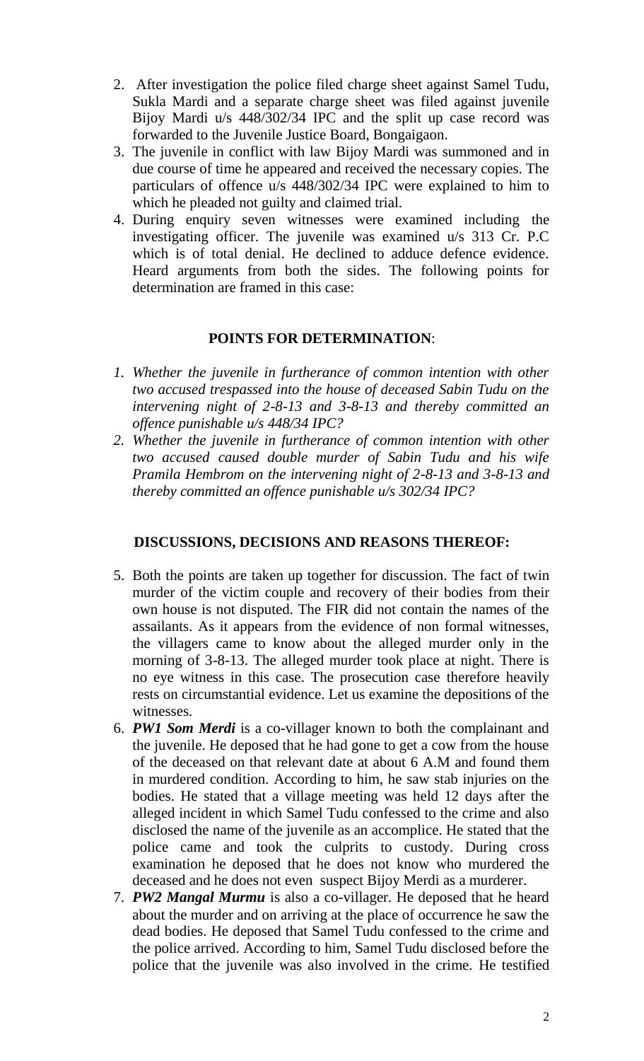2. After investigation the police filed charge sheet against Samel Tudu, Sukla Mardi and a separate charge sheet was filed against juvenile Bijoy Mardi u/s 448/302/34 IPC and the split up case record was forwarded to the Juvenile Justice Board, Bongaigaon.
3. The juvenile in conflict with law Bijoy Mardi was summoned and in due course of time he appeared and received the necessary copies. The particulars of offence u/s 448/302/34 IPC were explained to him to which he pleaded not guilty and claimed trial.
4. During enquiry seven witnesses were examined including the investigating officer. The juvenile was examined u/s 313 Cr. P.C which is of total denial. He declined to adduce defence evidence. Heard arguments from both the sides. The following points for determination are framed in this case:

**POINTS FOR DETERMINATION**:

1. *Whether the juvenile in furtherance of common intention with other two accused trespassed into the house of deceased Sabin Tudu on the intervening night of 2-8-13 and 3-8-13 and thereby committed an offence punishable u/s 448/34 IPC?*
2. *Whether the juvenile in furtherance of common intention with other two accused caused double murder of Sabin Tudu and his wife Pramila Hembrom on the intervening night of 2-8-13 and 3-8-13 and thereby committed an offence punishable u/s 302/34 IPC?*

**DISCUSSIONS, DECISIONS AND REASONS THEREOF:**

5. Both the points are taken up together for discussion. The fact of twin murder of the victim couple and recovery of their bodies from their own house is not disputed. The FIR did not contain the names of the assailants. As it appears from the evidence of non formal witnesses, the villagers came to know about the alleged murder only in the morning of 3-8-13. The alleged murder took place at night. There is no eye witness in this case. The prosecution case therefore heavily rests on circumstantial evidence. Let us examine the depositions of the witnesses.
6. ***PW1 Som Merdi*** is a co-villager known to both the complainant and the juvenile. He deposed that he had gone to get a cow from the house of the deceased on that relevant date at about 6 A.M and found them in murdered condition. According to him, he saw stab injuries on the bodies. He stated that a village meeting was held 12 days after the alleged incident in which Samel Tudu confessed to the crime and also disclosed the name of the juvenile as an accomplice. He stated that the police came and took the culprits to custody. During cross examination he deposed that he does not know who murdered the deceased and he does not even suspect Bijoy Merdi as a murderer.
7. ***PW2 Mangal Murmu*** is also a co-villager. He deposed that he heard about the murder and on arriving at the place of occurrence he saw the dead bodies. He deposed that Samel Tudu confessed to the crime and the police arrived. According to him, Samel Tudu disclosed before the police that the juvenile was also involved in the crime. He testified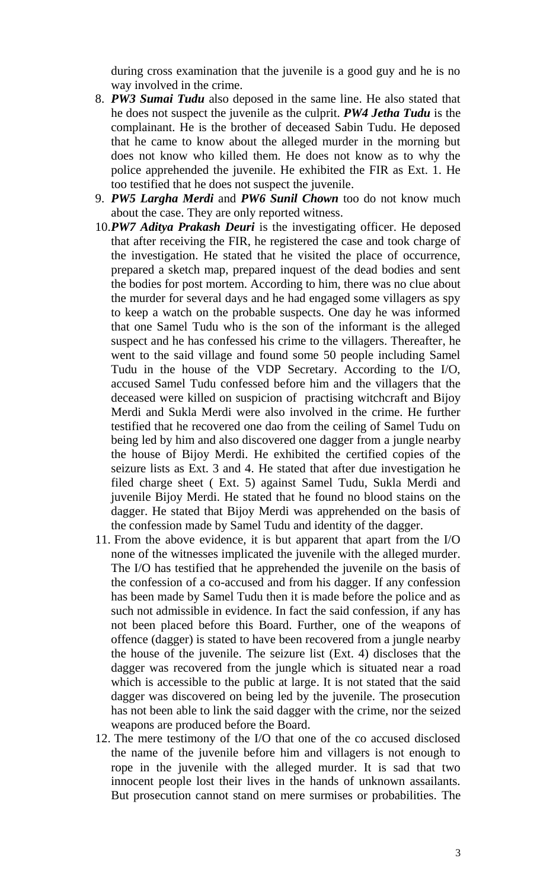during cross examination that the juvenile is a good guy and he is no way involved in the crime.

8. ***PW3 Sumai Tudu*** also deposed in the same line. He also stated that he does not suspect the juvenile as the culprit. ***PW4 Jetha Tudu*** is the complainant. He is the brother of deceased Sabin Tudu. He deposed that he came to know about the alleged murder in the morning but does not know who killed them. He does not know as to why the police apprehended the juvenile. He exhibited the FIR as Ext. 1. He too testified that he does not suspect the juvenile.
9. ***PW5 Largha Merdi*** and ***PW6 Sunil Chown*** too do not know much about the case. They are only reported witness.
10. ***PW7 Aditya Prakash Deuri*** is the investigating officer. He deposed that after receiving the FIR, he registered the case and took charge of the investigation. He stated that he visited the place of occurrence, prepared a sketch map, prepared inquest of the dead bodies and sent the bodies for post mortem. According to him, there was no clue about the murder for several days and he had engaged some villagers as spy to keep a watch on the probable suspects. One day he was informed that one Samel Tudu who is the son of the informant is the alleged suspect and he has confessed his crime to the villagers. Thereafter, he went to the said village and found some 50 people including Samel Tudu in the house of the VDP Secretary. According to the I/O, accused Samel Tudu confessed before him and the villagers that the deceased were killed on suspicion of practising witchcraft and Bijoy Merdi and Sukla Merdi were also involved in the crime. He further testified that he recovered one dao from the ceiling of Samel Tudu on being led by him and also discovered one dagger from a jungle nearby the house of Bijoy Merdi. He exhibited the certified copies of the seizure lists as Ext. 3 and 4. He stated that after due investigation he filed charge sheet ( Ext. 5) against Samel Tudu, Sukla Merdi and juvenile Bijoy Merdi. He stated that he found no blood stains on the dagger. He stated that Bijoy Merdi was apprehended on the basis of the confession made by Samel Tudu and identity of the dagger.
11. From the above evidence, it is but apparent that apart from the I/O none of the witnesses implicated the juvenile with the alleged murder. The I/O has testified that he apprehended the juvenile on the basis of the confession of a co-accused and from his dagger. If any confession has been made by Samel Tudu then it is made before the police and as such not admissible in evidence. In fact the said confession, if any has not been placed before this Board. Further, one of the weapons of offence (dagger) is stated to have been recovered from a jungle nearby the house of the juvenile. The seizure list (Ext. 4) discloses that the dagger was recovered from the jungle which is situated near a road which is accessible to the public at large. It is not stated that the said dagger was discovered on being led by the juvenile. The prosecution has not been able to link the said dagger with the crime, nor the seized weapons are produced before the Board.
12. The mere testimony of the I/O that one of the co accused disclosed the name of the juvenile before him and villagers is not enough to rope in the juvenile with the alleged murder. It is sad that two innocent people lost their lives in the hands of unknown assailants. But prosecution cannot stand on mere surmises or probabilities. The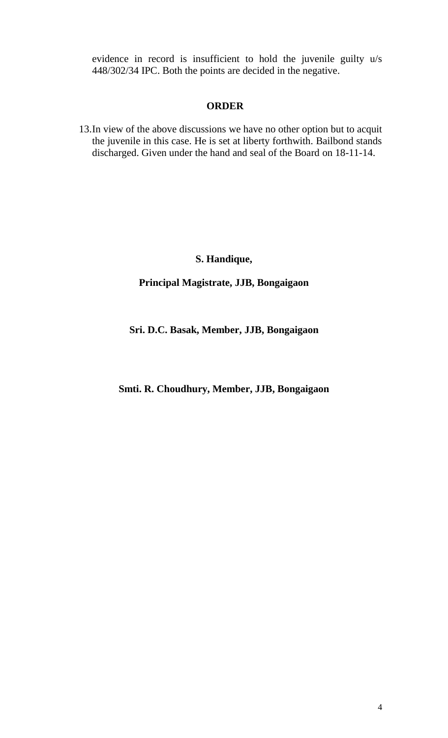evidence in record is insufficient to hold the juvenile guilty u/s 448/302/34 IPC. Both the points are decided in the negative.

**ORDER**

13. In view of the above discussions we have no other option but to acquit the juvenile in this case. He is set at liberty forthwith. Bailbond stands discharged. Given under the hand and seal of the Board on 18-11-14.

**S. Handique,**

**Principal Magistrate, JJB, Bongaigaon**

**Sri. D.C. Basak, Member, JJB, Bongaigaon**

**Smti. R. Choudhury, Member, JJB, Bongaigaon**